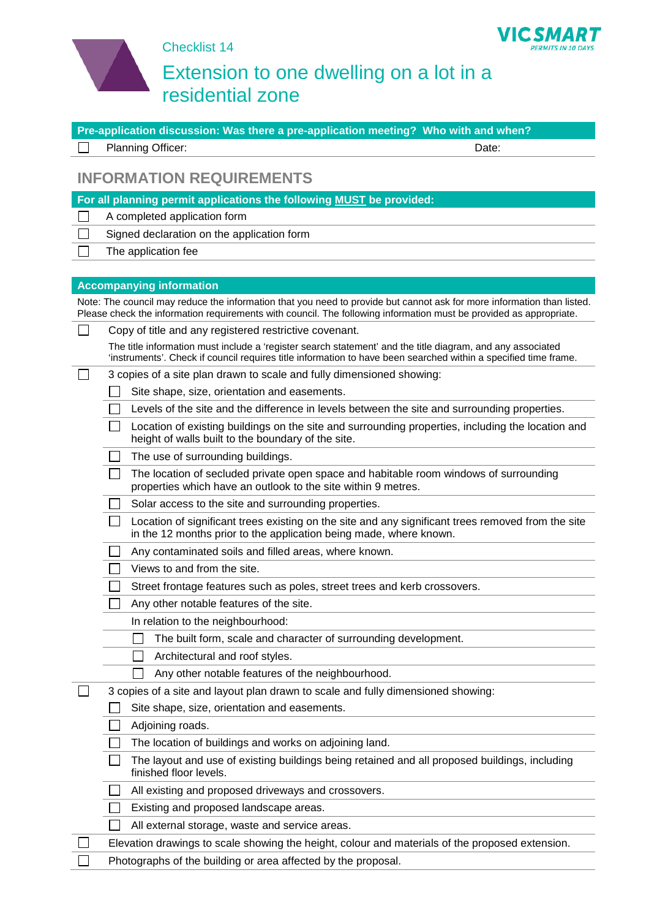Checklist 14

# Extension to one dwelling on a lot in a residential zone

**Pre-application discussion: Was there a pre-application meeting? Who with and when?**

- [ ] Planning Officer: Date:

## INFORMATION REQUIREMENTS

**For all planning permit applications the following MUST be provided:**

- [ ] A completed application form
- [ ] Signed declaration on the application form
- [ ] The application fee

**Accompanying information**

Note: The council may reduce the information that you need to provide but cannot ask for more information than listed. Please check the information requirements with council. The following information must be provided as appropriate.

- [ ] Copy of title and any registered restrictive covenant.

  The title information must include a 'register search statement' and the title diagram, and any associated 'instruments'. Check if council requires title information to have been searched within a specified time frame.

- [ ] 3 copies of a site plan drawn to scale and fully dimensioned showing:
  - [ ] Site shape, size, orientation and easements.
  - [ ] Levels of the site and the difference in levels between the site and surrounding properties.
  - [ ] Location of existing buildings on the site and surrounding properties, including the location and height of walls built to the boundary of the site.
  - [ ] The use of surrounding buildings.
  - [ ] The location of secluded private open space and habitable room windows of surrounding properties which have an outlook to the site within 9 metres.
  - [ ] Solar access to the site and surrounding properties.
  - [ ] Location of significant trees existing on the site and any significant trees removed from the site in the 12 months prior to the application being made, where known.
  - [ ] Any contaminated soils and filled areas, where known.
  - [ ] Views to and from the site.
  - [ ] Street frontage features such as poles, street trees and kerb crossovers.
  - [ ] Any other notable features of the site.

  In relation to the neighbourhood:
    - [ ] The built form, scale and character of surrounding development.
    - [ ] Architectural and roof styles.
    - [ ] Any other notable features of the neighbourhood.

- [ ] 3 copies of a site and layout plan drawn to scale and fully dimensioned showing:
  - [ ] Site shape, size, orientation and easements.
  - [ ] Adjoining roads.
  - [ ] The location of buildings and works on adjoining land.
  - [ ] The layout and use of existing buildings being retained and all proposed buildings, including finished floor levels.
  - [ ] All existing and proposed driveways and crossovers.
  - [ ] Existing and proposed landscape areas.
  - [ ] All external storage, waste and service areas.
- [ ] Elevation drawings to scale showing the height, colour and materials of the proposed extension.
- [ ] Photographs of the building or area affected by the proposal.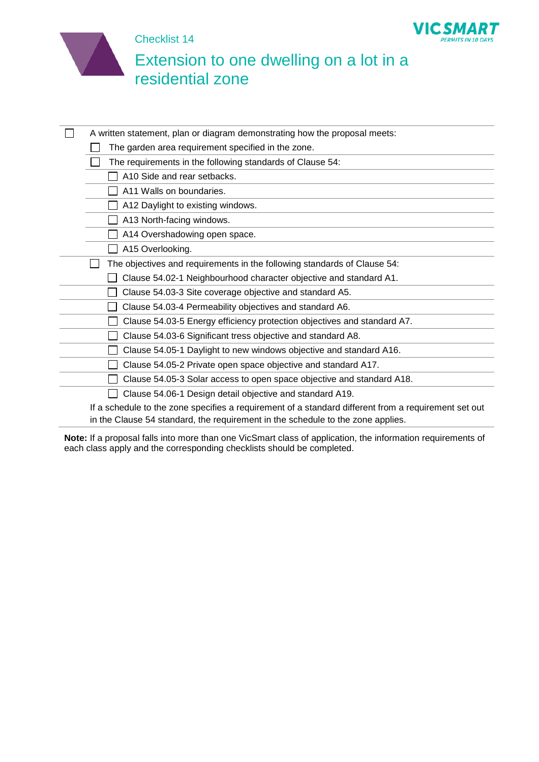Checklist 14

# Extension to one dwelling on a lot in a residential zone

- [ ] A written statement, plan or diagram demonstrating how the proposal meets:
  - [ ] The garden area requirement specified in the zone.
  - [ ] The requirements in the following standards of Clause 54:
    - [ ] A10 Side and rear setbacks.
    - [ ] A11 Walls on boundaries.
    - [ ] A12 Daylight to existing windows.
    - [ ] A13 North-facing windows.
    - [ ] A14 Overshadowing open space.
    - [ ] A15 Overlooking.
  - [ ] The objectives and requirements in the following standards of Clause 54:
    - [ ] Clause 54.02-1 Neighbourhood character objective and standard A1.
    - [ ] Clause 54.03-3 Site coverage objective and standard A5.
    - [ ] Clause 54.03-4 Permeability objectives and standard A6.
    - [ ] Clause 54.03-5 Energy efficiency protection objectives and standard A7.
    - [ ] Clause 54.03-6 Significant tress objective and standard A8.
    - [ ] Clause 54.05-1 Daylight to new windows objective and standard A16.
    - [ ] Clause 54.05-2 Private open space objective and standard A17.
    - [ ] Clause 54.05-3 Solar access to open space objective and standard A18.
    - [ ] Clause 54.06-1 Design detail objective and standard A19.

  If a schedule to the zone specifies a requirement of a standard different from a requirement set out in the Clause 54 standard, the requirement in the schedule to the zone applies.

**Note:** If a proposal falls into more than one VicSmart class of application, the information requirements of each class apply and the corresponding checklists should be completed.